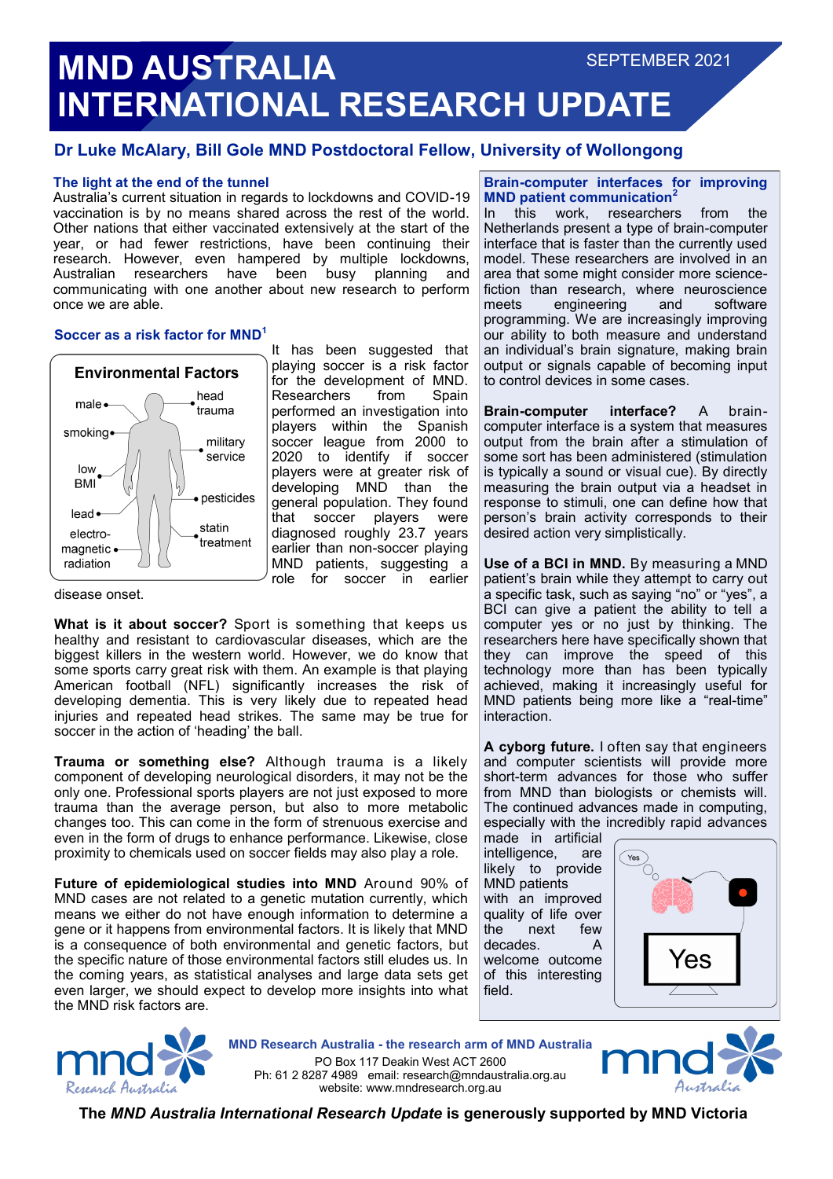# MND AUSTRALIA INTERNATIONAL RESEARCH UPDATE

SEPTEMBER 2021

## Dr Luke McAlary, Bill Gole MND Postdoctoral Fellow, University of Wollongong

### The light at the end of the tunnel

Australia's current situation in regards to lockdowns and COVID-19 vaccination is by no means shared across the rest of the world. Other nations that either vaccinated extensively at the start of the year, or had fewer restrictions, have been continuing their research. However, even hampered by multiple lockdowns, Australian researchers have been busy planning and communicating with one another about new research to perform once we are able.

### Soccer as a risk factor for MND[1]

**Environmental Factors**

male, smoking, low BMI, lead, electro-magnetic radiation, head trauma, military service, pesticides, statin treatment

It has been suggested that playing soccer is a risk factor for the development of MND. Researchers from Spain performed an investigation into players within the Spanish soccer league from 2000 to 2020 to identify if soccer players were at greater risk of developing MND than the general population. They found that soccer players were diagnosed roughly 23.7 years earlier than non-soccer playing MND patients, suggesting a role for soccer in earlier disease onset.

**What is it about soccer?** Sport is something that keeps us healthy and resistant to cardiovascular diseases, which are the biggest killers in the western world. However, we do know that some sports carry great risk with them. An example is that playing American football (NFL) significantly increases the risk of developing dementia. This is very likely due to repeated head injuries and repeated head strikes. The same may be true for soccer in the action of 'heading' the ball.

**Trauma or something else?** Although trauma is a likely component of developing neurological disorders, it may not be the only one. Professional sports players are not just exposed to more trauma than the average person, but also to more metabolic changes too. This can come in the form of strenuous exercise and even in the form of drugs to enhance performance. Likewise, close proximity to chemicals used on soccer fields may also play a role.

**Future of epidemiological studies into MND** Around 90% of MND cases are not related to a genetic mutation currently, which means we either do not have enough information to determine a gene or it happens from environmental factors. It is likely that MND is a consequence of both environmental and genetic factors, but the specific nature of those environmental factors still eludes us. In the coming years, as statistical analyses and large data sets get even larger, we should expect to develop more insights into what the MND risk factors are.

### Brain-computer interfaces for improving MND patient communication[2]

In this work, researchers from the Netherlands present a type of brain-computer interface that is faster than the currently used model. These researchers are involved in an area that some might consider more science-fiction than research, where neuroscience meets engineering and software programming. We are increasingly improving our ability to both measure and understand an individual's brain signature, making brain output or signals capable of becoming input to control devices in some cases.

**Brain-computer interface?** A brain-computer interface is a system that measures output from the brain after a stimulation of some sort has been administered (stimulation is typically a sound or visual cue). By directly measuring the brain output via a headset in response to stimuli, one can define how that person's brain activity corresponds to their desired action very simplistically.

**Use of a BCI in MND.** By measuring a MND patient's brain while they attempt to carry out a specific task, such as saying "no" or "yes", a BCI can give a patient the ability to tell a computer yes or no just by thinking. The researchers here have specifically shown that they can improve the speed of this technology more than has been typically achieved, making it increasingly useful for MND patients being more like a "real-time" interaction.

**A cyborg future.** I often say that engineers and computer scientists will provide more short-term advances for those who suffer from MND than biologists or chemists will. The continued advances made in computing, especially with the incredibly rapid advances made in artificial intelligence, are likely to provide MND patients with an improved quality of life over the next few decades. A welcome outcome of this interesting field.

Yes

Yes

**MND Research Australia - the research arm of MND Australia**
PO Box 117 Deakin West ACT 2600
Ph: 61 2 8287 4989 email: research@mndaustralia.org.au
website: www.mndresearch.org.au

**The *MND Australia International Research Update* is generously supported by MND Victoria**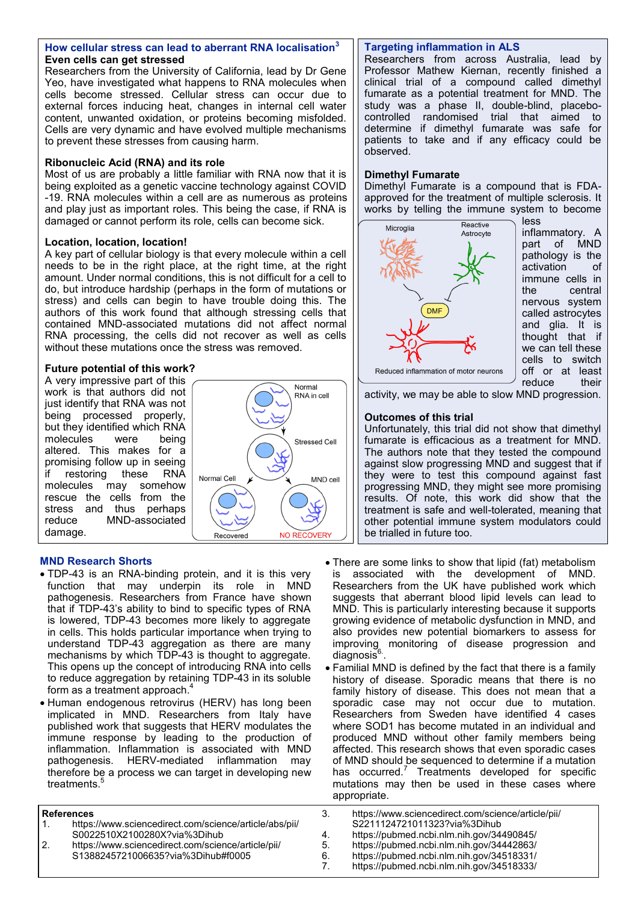## How cellular stress can lead to aberrant RNA localisation[3]

### Even cells can get stressed

Researchers from the University of California, lead by Dr Gene Yeo, have investigated what happens to RNA molecules when cells become stressed. Cellular stress can occur due to external forces inducing heat, changes in internal cell water content, unwanted oxidation, or proteins becoming misfolded. Cells are very dynamic and have evolved multiple mechanisms to prevent these stresses from causing harm.

### Ribonucleic Acid (RNA) and its role

Most of us are probably a little familiar with RNA now that it is being exploited as a genetic vaccine technology against COVID -19. RNA molecules within a cell are as numerous as proteins and play just as important roles. This being the case, if RNA is damaged or cannot perform its role, cells can become sick.

### Location, location, location!

A key part of cellular biology is that every molecule within a cell needs to be in the right place, at the right time, at the right amount. Under normal conditions, this is not difficult for a cell to do, but introduce hardship (perhaps in the form of mutations or stress) and cells can begin to have trouble doing this. The authors of this work found that although stressing cells that contained MND-associated mutations did not affect normal RNA processing, the cells did not recover as well as cells without these mutations once the stress was removed.

### Future potential of this work?

A very impressive part of this work is that authors did not just identify that RNA was not being processed properly, but they identified which RNA molecules were being altered. This makes for a promising follow up in seeing if restoring these RNA molecules may somehow rescue the cells from the stress and thus perhaps reduce MND-associated damage.

Normal RNA in cell
Stressed Cell
Normal Cell
MND cell
Recovered
NO RECOVERY

## Targeting inflammation in ALS

Researchers from across Australia, lead by Professor Mathew Kiernan, recently finished a clinical trial of a compound called dimethyl fumarate as a potential treatment for MND. The study was a phase II, double-blind, placebo-controlled randomised trial that aimed to determine if dimethyl fumarate was safe for patients to take and if any efficacy could be observed.

### Dimethyl Fumarate

Dimethyl Fumarate is a compound that is FDA-approved for the treatment of multiple sclerosis. It works by telling the immune system to become less inflammatory. A part of MND pathology is the activation of immune cells in the central nervous system called astrocytes and glia. It is thought that if we can tell these cells to switch off or at least reduce their activity, we may be able to slow MND progression.

Microglia
Reactive Astrocyte
DMF
Reduced inflammation of motor neurons

### Outcomes of this trial

Unfortunately, this trial did not show that dimethyl fumarate is efficacious as a treatment for MND. The authors note that they tested the compound against slow progressing MND and suggest that if they were to test this compound against fast progressing MND, they might see more promising results. Of note, this work did show that the treatment is safe and well-tolerated, meaning that other potential immune system modulators could be trialled in future too.

## MND Research Shorts

- TDP-43 is an RNA-binding protein, and it is this very function that may underpin its role in MND pathogenesis. Researchers from France have shown that if TDP-43's ability to bind to specific types of RNA is lowered, TDP-43 becomes more likely to aggregate in cells. This holds particular importance when trying to understand TDP-43 aggregation as there are many mechanisms by which TDP-43 is thought to aggregate. This opens up the concept of introducing RNA into cells to reduce aggregation by retaining TDP-43 in its soluble form as a treatment approach.[4]
- Human endogenous retrovirus (HERV) has long been implicated in MND. Researchers from Italy have published work that suggests that HERV modulates the immune response by leading to the production of inflammation. Inflammation is associated with MND pathogenesis. HERV-mediated inflammation may therefore be a process we can target in developing new treatments.[5]
- There are some links to show that lipid (fat) metabolism is associated with the development of MND. Researchers from the UK have published work which suggests that aberrant blood lipid levels can lead to MND. This is particularly interesting because it supports growing evidence of metabolic dysfunction in MND, and also provides new potential biomarkers to assess for improving monitoring of disease progression and diagnosis[6].
- Familial MND is defined by the fact that there is a family history of disease. Sporadic means that there is no family history of disease. This does not mean that a sporadic case may not occur due to mutation. Researchers from Sweden have identified 4 cases where SOD1 has become mutated in an individual and produced MND without other family members being affected. This research shows that even sporadic cases of MND should be sequenced to determine if a mutation has occurred.[7] Treatments developed for specific mutations may then be used in these cases where appropriate.

### References

1. https://www.sciencedirect.com/science/article/abs/pii/S0022510X2100280X?via%3Dihub
2. https://www.sciencedirect.com/science/article/pii/S1388245721006635?via%3Dihub#f0005
3. https://www.sciencedirect.com/science/article/pii/S2211124721011323?via%3Dihub
4. https://pubmed.ncbi.nlm.nih.gov/34490845/
5. https://pubmed.ncbi.nlm.nih.gov/34442863/
6. https://pubmed.ncbi.nlm.nih.gov/34518331/
7. https://pubmed.ncbi.nlm.nih.gov/34518333/